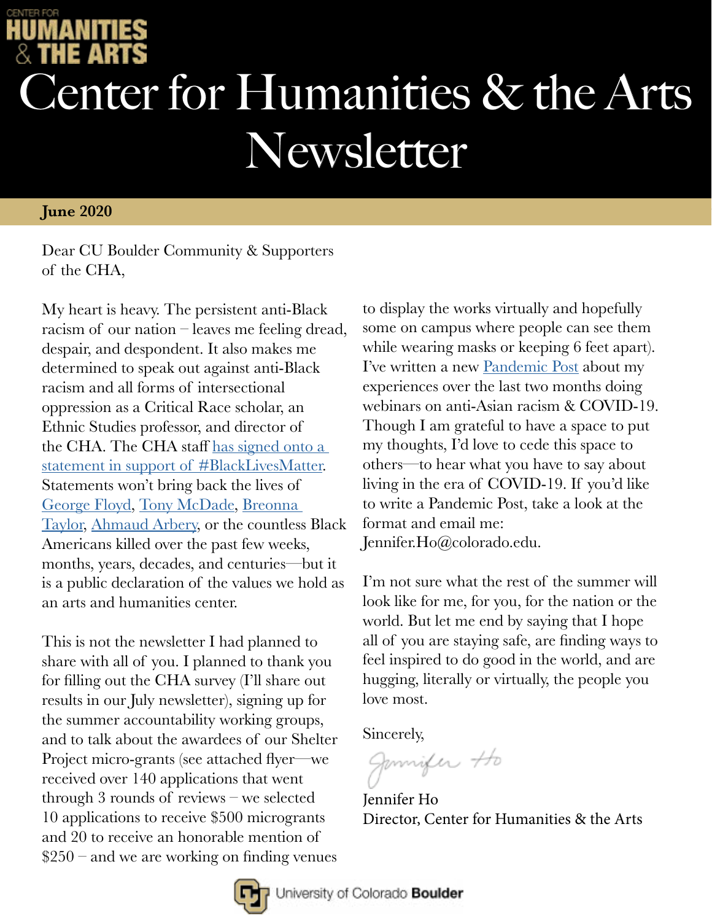# Center for Humanities & the Arts Newsletter

**June 2020**

Dear CU Boulder Community & Supporters of the CHA,

My heart is heavy. The persistent anti-Black racism of our nation – leaves me feeling dread, despair, and despondent. It also makes me determined to speak out against anti-Black racism and all forms of intersectional oppression as a Critical Race scholar, an Ethnic Studies professor, and director of the CHA. The CHA staff has signed onto a statement in support of #BlackLivesMatter. Statements won't bring back the lives of George Floyd, Tony McDade, Breonna Taylor, Ahmaud Arbery, or the countless Black Americans killed over the past few weeks, months, years, decades, and centuries—but it is a public declaration of the values we hold as an arts and humanities center.

This is not the newsletter I had planned to share with all of you. I planned to thank you for filling out the CHA survey (I'll share out results in our July newsletter), signing up for the summer accountability working groups, and to talk about the awardees of our Shelter Project micro-grants (see attached flyer—we received over 140 applications that went through 3 rounds of reviews – we selected 10 applications to receive $500 micrograants and 20 to receive an honorable mention of $250 – and we are working on finding venues to display the works virtually and hopefully some on campus where people can see them while wearing masks or keeping 6 feet apart). I've written a new Pandemic Post about my experiences over the last two months doing webinars on anti-Asian racism & COVID-19. Though I am grateful to have a space to put my thoughts, I'd love to cede this space to others—to hear what you have to say about living in the era of COVID-19. If you'd like to write a Pandemic Post, take a look at the format and email me: Jennifer.Ho@colorado.edu.

I'm not sure what the rest of the summer will look like for me, for you, for the nation or the world. But let me end by saying that I hope all of you are staying safe, are finding ways to feel inspired to do good in the world, and are hugging, literally or virtually, the people you love most.

Sincerely,

Jennifer Ho
Director, Center for Humanities & the Arts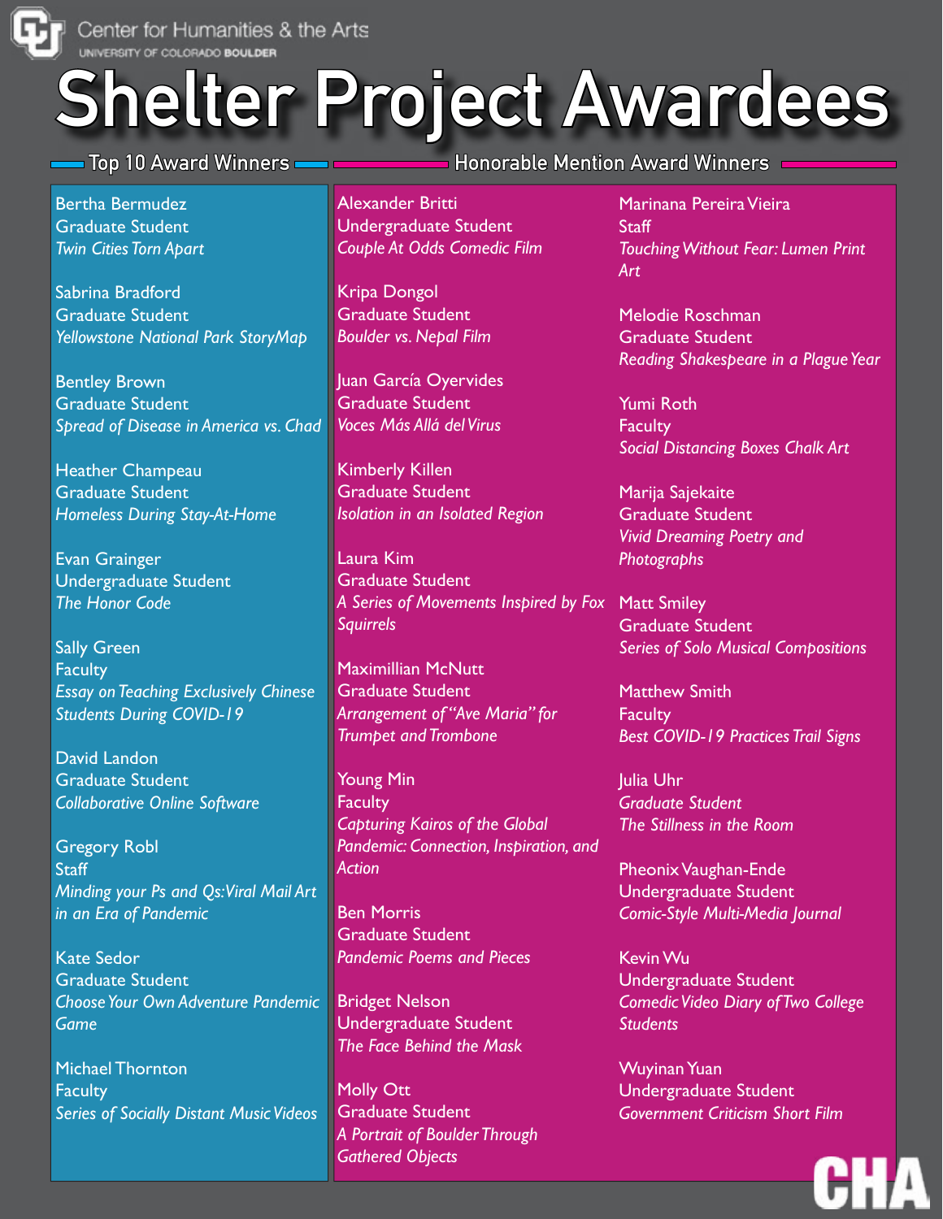Center for Humanities & the Arts
UNIVERSITY OF COLORADO BOULDER

# Shelter Project Awardees

## Top 10 Award Winners

Bertha Bermudez
Graduate Student
*Twin Cities Torn Apart*

Sabrina Bradford
Graduate Student
*Yellowstone National Park StoryMap*

Bentley Brown
Graduate Student
*Spread of Disease in America vs. Chad*

Heather Champeau
Graduate Student
*Homeless During Stay-At-Home*

Evan Grainger
Undergraduate Student
*The Honor Code*

Sally Green
Faculty
*Essay on Teaching Exclusively Chinese Students During COVID-19*

David Landon
Graduate Student
*Collaborative Online Software*

Gregory Robl
Staff
*Minding your Ps and Qs: Viral Mail Art in an Era of Pandemic*

Kate Sedor
Graduate Student
*Choose Your Own Adventure Pandemic Game*

Michael Thornton
Faculty
*Series of Socially Distant Music Videos*

## Honorable Mention Award Winners

Alexander Britti
Undergraduate Student
*Couple At Odds Comedic Film*

Kripa Dongol
Graduate Student
*Boulder vs. Nepal Film*

Juan García Oyervides
Graduate Student
*Voces Más Allá del Virus*

Kimberly Killen
Graduate Student
*Isolation in an Isolated Region*

Laura Kim
Graduate Student
*A Series of Movements Inspired by Fox Squirrels*

Maximillian McNutt
Graduate Student
*Arrangement of "Ave Maria" for Trumpet and Trombone*

Young Min
Faculty
*Capturing Kairos of the Global Pandemic: Connection, Inspiration, and Action*

Ben Morris
Graduate Student
*Pandemic Poems and Pieces*

Bridget Nelson
Undergraduate Student
*The Face Behind the Mask*

Molly Ott
Graduate Student
*A Portrait of Boulder Through Gathered Objects*

Marinana Pereira Vieira
Staff
*Touching Without Fear: Lumen Print Art*

Melodie Roschman
Graduate Student
*Reading Shakespeare in a Plague Year*

Yumi Roth
Faculty
*Social Distancing Boxes Chalk Art*

Marija Sajekaite
Graduate Student
*Vivid Dreaming Poetry and Photographs*

Matt Smiley
Graduate Student
*Series of Solo Musical Compositions*

Matthew Smith
Faculty
*Best COVID-19 Practices Trail Signs*

Julia Uhr
Graduate Student
*The Stillness in the Room*

Pheonix Vaughan-Ende
Undergraduate Student
*Comic-Style Multi-Media Journal*

Kevin Wu
Undergraduate Student
*Comedic Video Diary of Two College Students*

Wuyinan Yuan
Undergraduate Student
*Government Criticism Short Film*

CHA